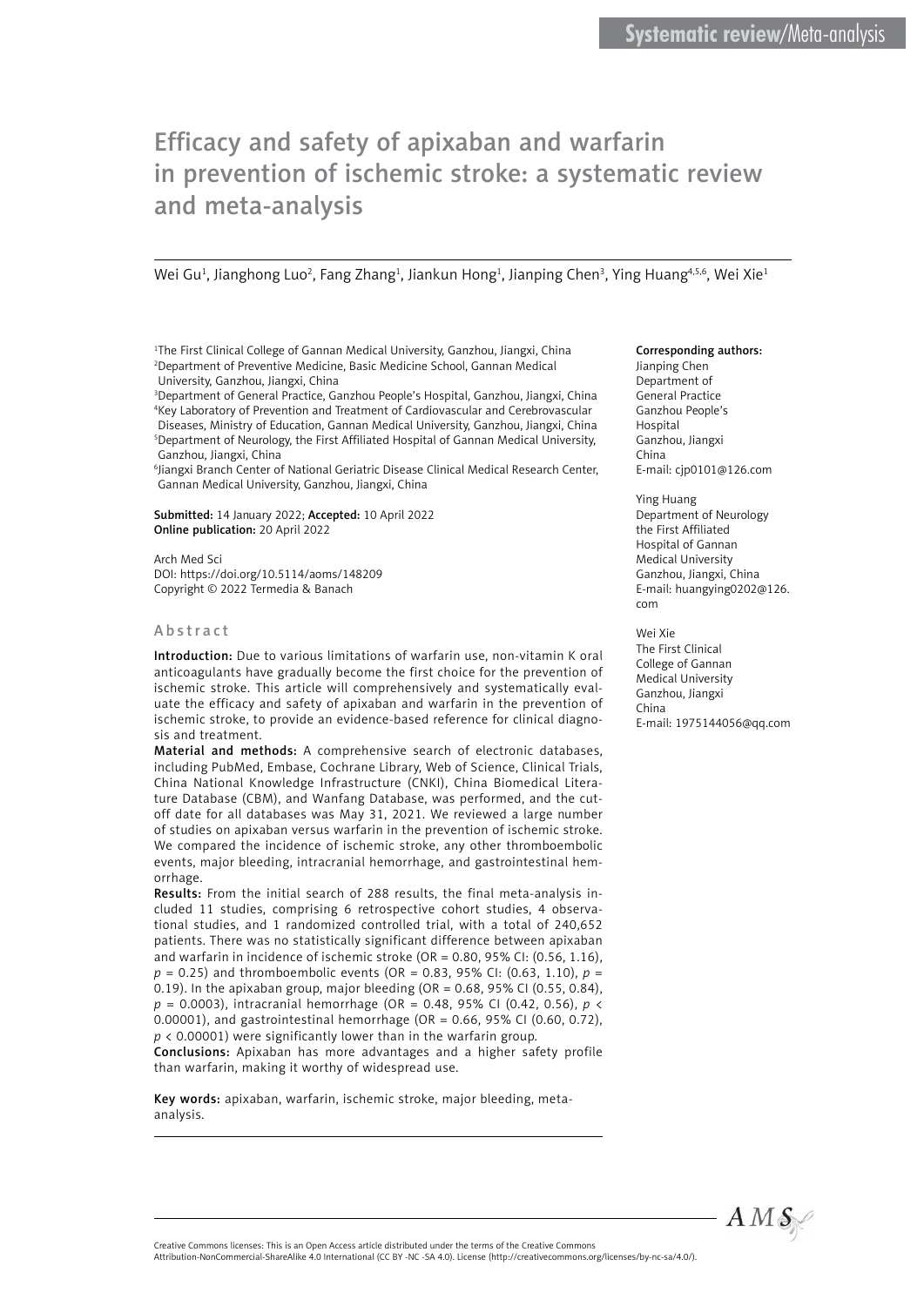Systematic review/Meta-analysis

# Efficacy and safety of apixaban and warfarin in prevention of ischemic stroke: a systematic review and meta-analysis

Wei Gu[1], Jianghong Luo[2], Fang Zhang[1], Jiankun Hong[1], Jianping Chen[3], Ying Huang[4,5,6], Wei Xie[1]

[1]The First Clinical College of Gannan Medical University, Ganzhou, Jiangxi, China
[2]Department of Preventive Medicine, Basic Medicine School, Gannan Medical University, Ganzhou, Jiangxi, China
[3]Department of General Practice, Ganzhou People's Hospital, Ganzhou, Jiangxi, China
[4]Key Laboratory of Prevention and Treatment of Cardiovascular and Cerebrovascular Diseases, Ministry of Education, Gannan Medical University, Ganzhou, Jiangxi, China
[5]Department of Neurology, the First Affiliated Hospital of Gannan Medical University, Ganzhou, Jiangxi, China
[6]Jiangxi Branch Center of National Geriatric Disease Clinical Medical Research Center, Gannan Medical University, Ganzhou, Jiangxi, China

**Submitted:** 14 January 2022; **Accepted:** 10 April 2022
**Online publication:** 20 April 2022

Arch Med Sci
DOI: https://doi.org/10.5114/aoms/148209
Copyright © 2022 Termedia & Banach

**Corresponding authors:**
Jianping Chen
Department of General Practice
Ganzhou People's Hospital
Ganzhou, Jiangxi
China
E-mail: cjp0101@126.com

Ying Huang
Department of Neurology
the First Affiliated Hospital of Gannan Medical University
Ganzhou, Jiangxi, China
E-mail: huangying0202@126.com

Wei Xie
The First Clinical College of Gannan Medical University
Ganzhou, Jiangxi
China
E-mail: 1975144056@qq.com

## Abstract

**Introduction:** Due to various limitations of warfarin use, non-vitamin K oral anticoagulants have gradually become the first choice for the prevention of ischemic stroke. This article will comprehensively and systematically evaluate the efficacy and safety of apixaban and warfarin in the prevention of ischemic stroke, to provide an evidence-based reference for clinical diagnosis and treatment.

**Material and methods:** A comprehensive search of electronic databases, including PubMed, Embase, Cochrane Library, Web of Science, Clinical Trials, China National Knowledge Infrastructure (CNKI), China Biomedical Literature Database (CBM), and Wanfang Database, was performed, and the cut-off date for all databases was May 31, 2021. We reviewed a large number of studies on apixaban versus warfarin in the prevention of ischemic stroke. We compared the incidence of ischemic stroke, any other thromboembolic events, major bleeding, intracranial hemorrhage, and gastrointestinal hemorrhage.

**Results:** From the initial search of 288 results, the final meta-analysis included 11 studies, comprising 6 retrospective cohort studies, 4 observational studies, and 1 randomized controlled trial, with a total of 240,652 patients. There was no statistically significant difference between apixaban and warfarin in incidence of ischemic stroke (OR = 0.80, 95% CI: (0.56, 1.16), $p = 0.25$) and thromboembolic events (OR = 0.83, 95% CI: (0.63, 1.10), $p = 0.19$). In the apixaban group, major bleeding (OR = 0.68, 95% CI (0.55, 0.84), $p = 0.0003$), intracranial hemorrhage (OR = 0.48, 95% CI (0.42, 0.56), $p < 0.00001$), and gastrointestinal hemorrhage (OR = 0.66, 95% CI (0.60, 0.72), $p < 0.00001$) were significantly lower than in the warfarin group.

**Conclusions:** Apixaban has more advantages and a higher safety profile than warfarin, making it worthy of widespread use.

**Key words:** apixaban, warfarin, ischemic stroke, major bleeding, meta-analysis.

Creative Commons licenses: This is an Open Access article distributed under the terms of the Creative Commons Attribution-NonCommercial-ShareAlike 4.0 International (CC BY -NC -SA 4.0). License (http://creativecommons.org/licenses/by-nc-sa/4.0/).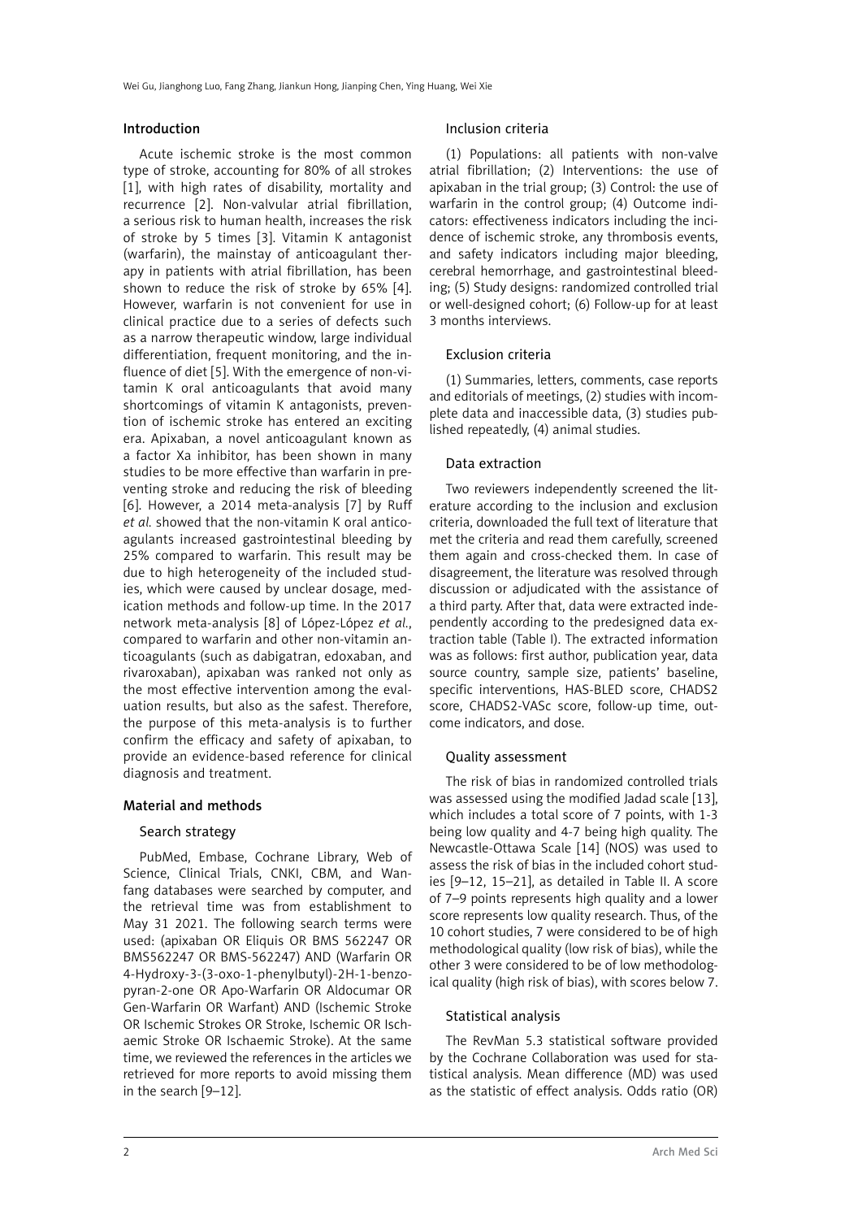## Introduction

Acute ischemic stroke is the most common type of stroke, accounting for 80% of all strokes [1], with high rates of disability, mortality and recurrence [2]. Non-valvular atrial fibrillation, a serious risk to human health, increases the risk of stroke by 5 times [3]. Vitamin K antagonist (warfarin), the mainstay of anticoagulant therapy in patients with atrial fibrillation, has been shown to reduce the risk of stroke by 65% [4]. However, warfarin is not convenient for use in clinical practice due to a series of defects such as a narrow therapeutic window, large individual differentiation, frequent monitoring, and the influence of diet [5]. With the emergence of non-vitamin K oral anticoagulants that avoid many shortcomings of vitamin K antagonists, prevention of ischemic stroke has entered an exciting era. Apixaban, a novel anticoagulant known as a factor Xa inhibitor, has been shown in many studies to be more effective than warfarin in preventing stroke and reducing the risk of bleeding [6]. However, a 2014 meta-analysis [7] by Ruff *et al.* showed that the non-vitamin K oral anticoagulants increased gastrointestinal bleeding by 25% compared to warfarin. This result may be due to high heterogeneity of the included studies, which were caused by unclear dosage, medication methods and follow-up time. In the 2017 network meta-analysis [8] of López-López *et al.*, compared to warfarin and other non-vitamin anticoagulants (such as dabigatran, edoxaban, and rivaroxaban), apixaban was ranked not only as the most effective intervention among the evaluation results, but also as the safest. Therefore, the purpose of this meta-analysis is to further confirm the efficacy and safety of apixaban, to provide an evidence-based reference for clinical diagnosis and treatment.

## Material and methods

### Search strategy

PubMed, Embase, Cochrane Library, Web of Science, Clinical Trials, CNKI, CBM, and Wanfang databases were searched by computer, and the retrieval time was from establishment to May 31 2021. The following search terms were used: (apixaban OR Eliquis OR BMS 562247 OR BMS562247 OR BMS-562247) AND (Warfarin OR 4-Hydroxy-3-(3-oxo-1-phenylbutyl)-2H-1-benzopyran-2-one OR Apo-Warfarin OR Aldocumar OR Gen-Warfarin OR Warfant) AND (Ischemic Stroke OR Ischemic Strokes OR Stroke, Ischemic OR Ischaemic Stroke OR Ischaemic Stroke). At the same time, we reviewed the references in the articles we retrieved for more reports to avoid missing them in the search [9–12].

### Inclusion criteria

(1) Populations: all patients with non-valve atrial fibrillation; (2) Interventions: the use of apixaban in the trial group; (3) Control: the use of warfarin in the control group; (4) Outcome indicators: effectiveness indicators including the incidence of ischemic stroke, any thrombosis events, and safety indicators including major bleeding, cerebral hemorrhage, and gastrointestinal bleeding; (5) Study designs: randomized controlled trial or well-designed cohort; (6) Follow-up for at least 3 months interviews.

### Exclusion criteria

(1) Summaries, letters, comments, case reports and editorials of meetings, (2) studies with incomplete data and inaccessible data, (3) studies published repeatedly, (4) animal studies.

### Data extraction

Two reviewers independently screened the literature according to the inclusion and exclusion criteria, downloaded the full text of literature that met the criteria and read them carefully, screened them again and cross-checked them. In case of disagreement, the literature was resolved through discussion or adjudicated with the assistance of a third party. After that, data were extracted independently according to the predesigned data extraction table (Table I). The extracted information was as follows: first author, publication year, data source country, sample size, patients' baseline, specific interventions, HAS-BLED score, CHADS2 score, CHADS2-VASc score, follow-up time, outcome indicators, and dose.

### Quality assessment

The risk of bias in randomized controlled trials was assessed using the modified Jadad scale [13], which includes a total score of 7 points, with 1-3 being low quality and 4-7 being high quality. The Newcastle-Ottawa Scale [14] (NOS) was used to assess the risk of bias in the included cohort studies [9–12, 15–21], as detailed in Table II. A score of 7–9 points represents high quality and a lower score represents low quality research. Thus, of the 10 cohort studies, 7 were considered to be of high methodological quality (low risk of bias), while the other 3 were considered to be of low methodological quality (high risk of bias), with scores below 7.

### Statistical analysis

The RevMan 5.3 statistical software provided by the Cochrane Collaboration was used for statistical analysis. Mean difference (MD) was used as the statistic of effect analysis. Odds ratio (OR)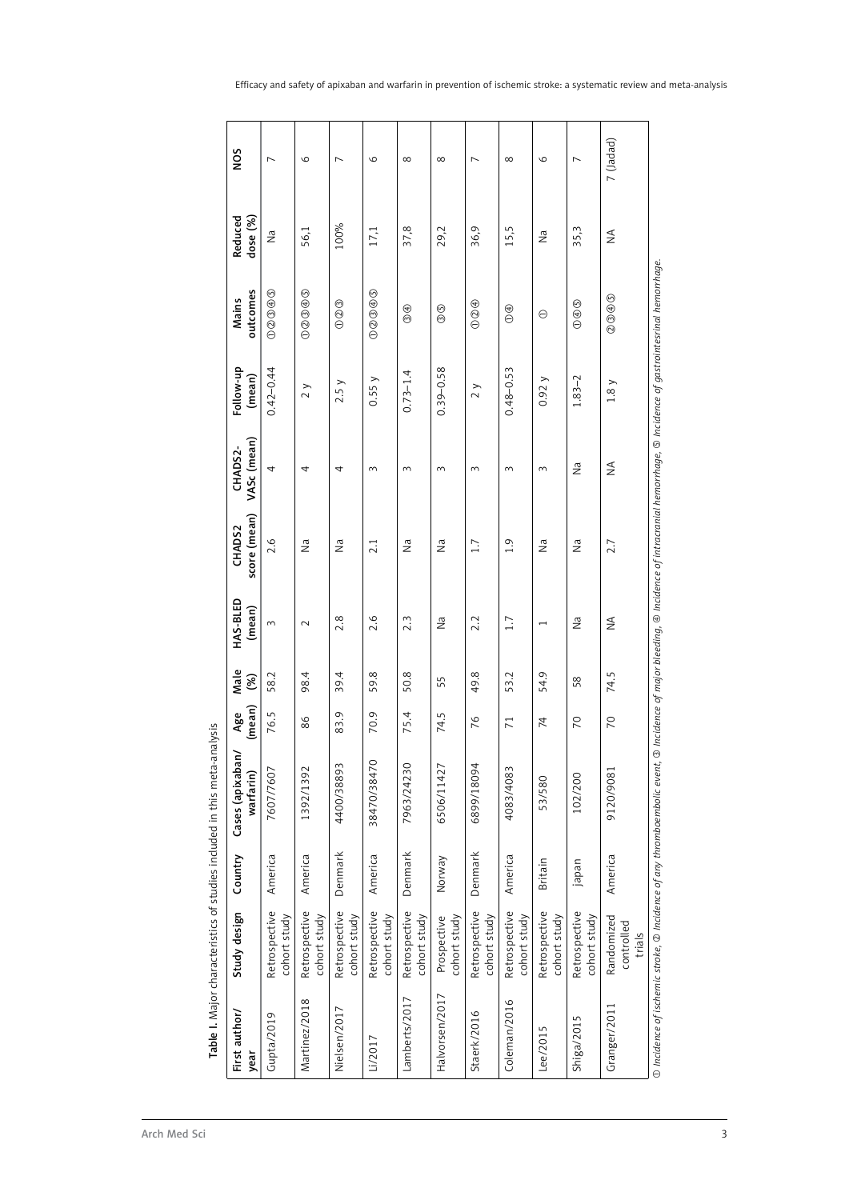**Table I.** Major characteristics of studies included in this meta-analysis

| First author/ year | Study design | Country | Cases (apixaban/ warfarin) | Age (mean) | Male (%) | HAS-BLED (mean) | CHADS2 score (mean) | CHADS2-VASc (mean) | Follow-up (mean) | Mains outcomes | Reduced dose (%) | NOS |
|---|---|---|---|---|---|---|---|---|---|---|---|---|
| Gupta/2019 | Retrospective cohort study | America | 7607/7607 | 76.5 | 58.2 | 3 | 2.6 | 4 | 0.42–0.44 | ①②③④⑤ | Na | 7 |
| Martinez/2018 | Retrospective cohort study | America | 1392/1392 | 86 | 98.4 | 2 | Na | 4 | 2 y | ①②③④⑤ | 56,1 | 6 |
| Nielsen/2017 | Retrospective cohort study | Denmark | 4400/38893 | 83.9 | 39.4 | 2.8 | Na | 4 | 2.5 y | ①②③ | 100% | 7 |
| Li/2017 | Retrospective cohort study | America | 38470/38470 | 70.9 | 59.8 | 2.6 | 2.1 | 3 | 0.55 y | ①②③④⑤ | 17,1 | 6 |
| Lamberts/2017 | Retrospective cohort study | Denmark | 7963/24230 | 75.4 | 50.8 | 2.3 | Na | 3 | 0.73–1.4 | ③④ | 37,8 | 8 |
| Halvorsen/2017 | Prospective cohort study | Norway | 6506/11427 | 74.5 | 55 | Na | Na | 3 | 0.39–0.58 | ③⑤ | 29,2 | 8 |
| Staerk/2016 | Retrospective cohort study | Denmark | 6899/18094 | 76 | 49.8 | 2.2 | 1.7 | 3 | 2 y | ①②④ | 36,9 | 7 |
| Coleman/2016 | Retrospective cohort study | America | 4083/4083 | 71 | 53.2 | 1.7 | 1.9 | 3 | 0.48–0.53 | ①④ | 15,5 | 8 |
| Lee/2015 | Retrospective cohort study | Britain | 53/580 | 74 | 54.9 | 1 | Na | 3 | 0.92 y | ① | Na | 6 |
| Shiga/2015 | Retrospective cohort study | japan | 102/200 | 70 | 58 | Na | Na | Na | 1.83–2 | ①④⑤ | 35,3 | 7 |
| Granger/2011 | Randomized controlled trials | America | 9120/9081 | 70 | 74.5 | NA | 2.7 | NA | 1.8 y | ②③④⑤ | NA | 7 (Jadad) |

*① Incidence of ischemic stroke, ② Incidence of any thromboembolic event, ③ Incidence of major bleeding, ④ Incidence of intracranial hemorrhage, ⑤ Incidence of gastrointesrinal hemorrhage.*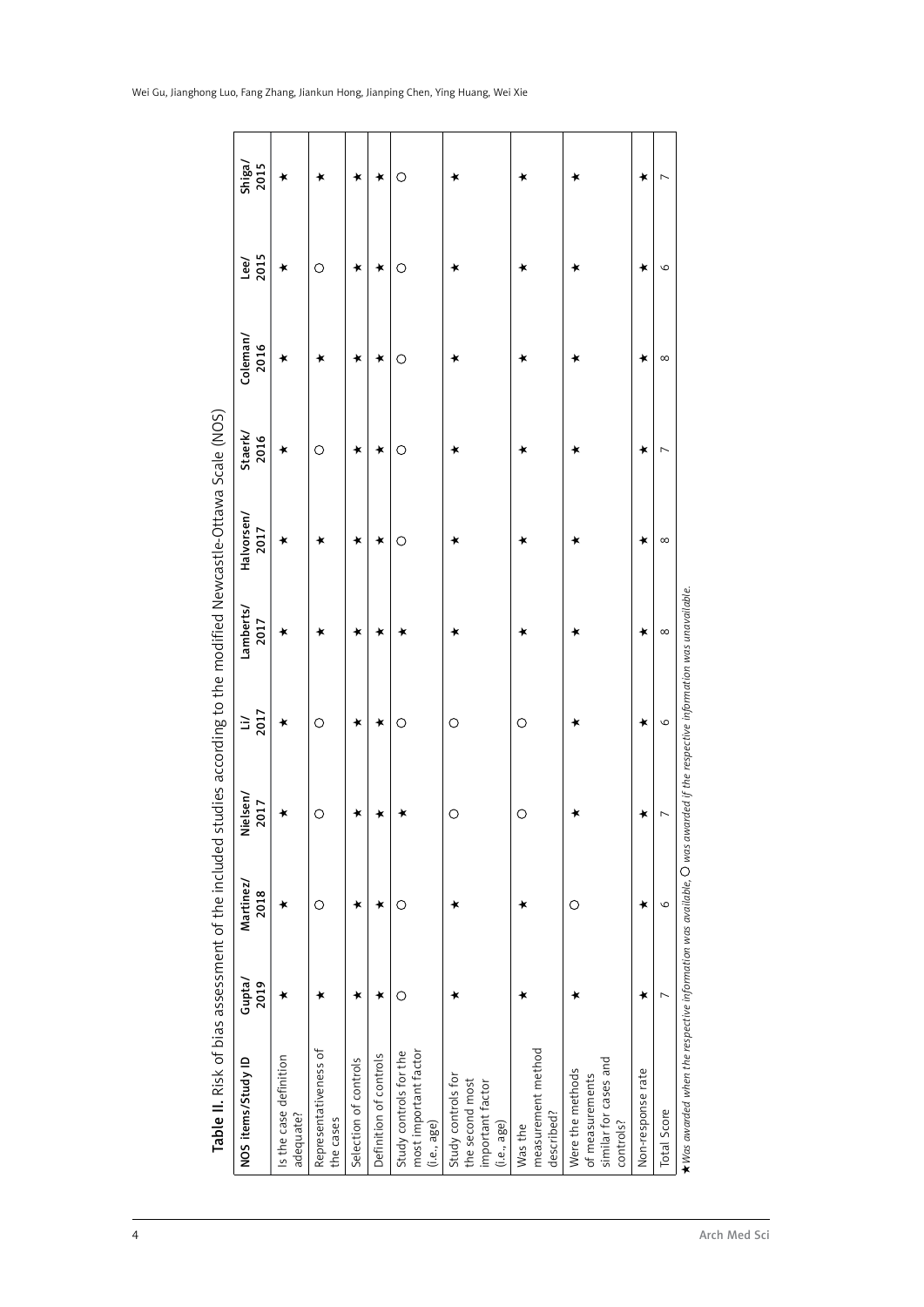**Table II.** Risk of bias assessment of the included studies according to the modified Newcastle-Ottawa Scale (NOS)

| NOS items/Study ID | Gupta/ 2019 | Martinez/ 2018 | Nielsen/ 2017 | Li/ 2017 | Lamberts/ 2017 | Halvorsen/ 2017 | Staerk/ 2016 | Coleman/ 2016 | Lee/ 2015 | Shiga/ 2015 |
|---|---|---|---|---|---|---|---|---|---|---|
| Is the case definition adequate? | ★ | ★ | ★ | ★ | ★ | ★ | ★ | ★ | ★ | ★ |
| Representativeness of the cases | ★ | ○ | ○ | ○ | ★ | ★ | ○ | ★ | ○ | ★ |
| Selection of controls | ★ | ★ | ★ | ★ | ★ | ★ | ★ | ★ | ★ | ★ |
| Definition of controls | ★ | ★ | ★ | ★ | ★ | ★ | ★ | ★ | ★ | ★ |
| Study controls for the most important factor (i.e., age) | ○ | ○ | ★ | ○ | ★ | ○ | ○ | ○ | ○ | ○ |
| Study controls for the second most important factor (i.e., age) | ★ | ★ | ○ | ○ | ★ | ★ | ★ | ★ | ★ | ★ |
| Was the measurement method described? | ★ | ★ | ○ | ○ | ★ | ★ | ★ | ★ | ★ | ★ |
| Were the methods of measurements similar for cases and controls? | ★ | ○ | ★ | ★ | ★ | ★ | ★ | ★ | ★ | ★ |
| Non-response rate | ★ | ★ | ★ | ★ | ★ | ★ | ★ | ★ | ★ | ★ |
| Total Score | 7 | 6 | 7 | 6 | 8 | 8 | 7 | 8 | 6 | 7 |

★ *Was awarded when the respective information was available,* ○ *was awarded if the respective information was unavailable.*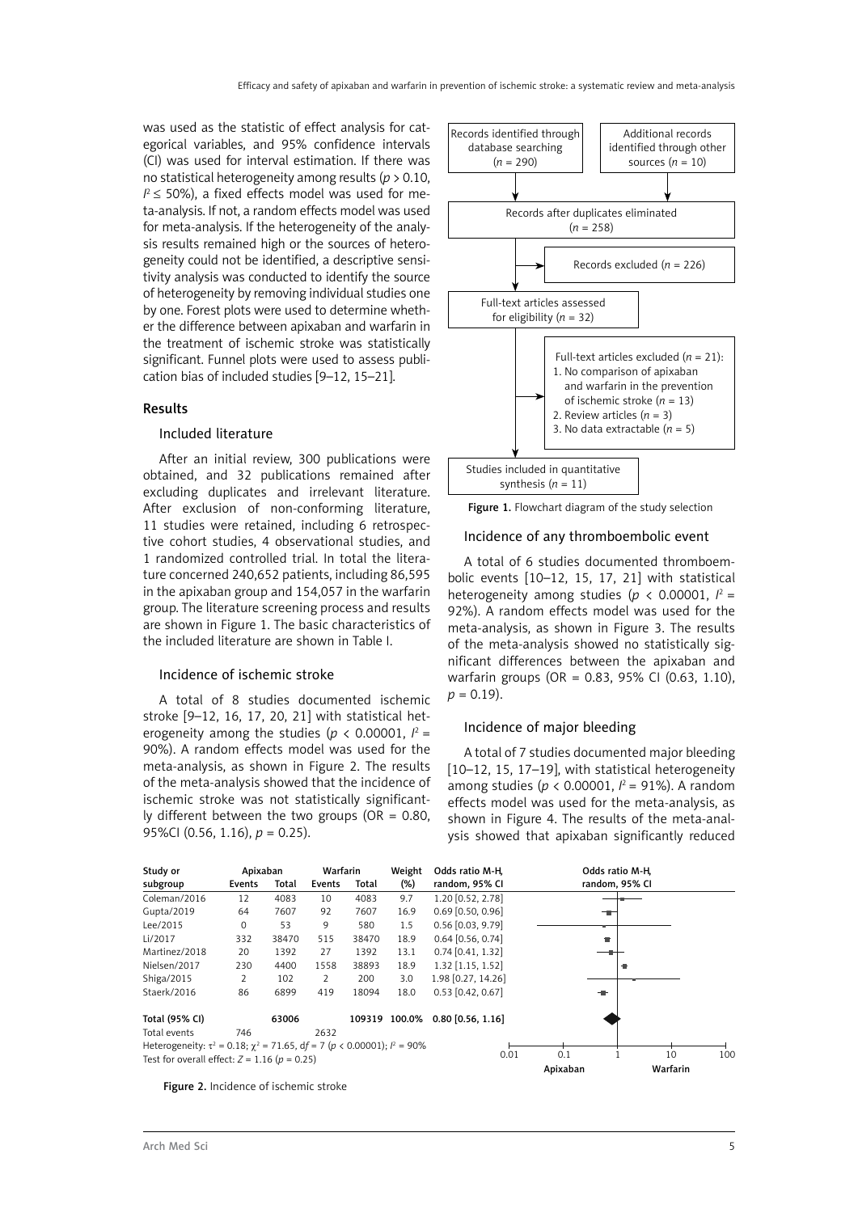was used as the statistic of effect analysis for categorical variables, and 95% confidence intervals (CI) was used for interval estimation. If there was no statistical heterogeneity among results ($p > 0.10$, $I^2 \leq 50\%$), a fixed effects model was used for meta-analysis. If not, a random effects model was used for meta-analysis. If the heterogeneity of the analysis results remained high or the sources of heterogeneity could not be identified, a descriptive sensitivity analysis was conducted to identify the source of heterogeneity by removing individual studies one by one. Forest plots were used to determine whether the difference between apixaban and warfarin in the treatment of ischemic stroke was statistically significant. Funnel plots were used to assess publication bias of included studies [9–12, 15–21].

## Results

### Included literature

After an initial review, 300 publications were obtained, and 32 publications remained after excluding duplicates and irrelevant literature. After exclusion of non-conforming literature, 11 studies were retained, including 6 retrospective cohort studies, 4 observational studies, and 1 randomized controlled trial. In total the literature concerned 240,652 patients, including 86,595 in the apixaban group and 154,057 in the warfarin group. The literature screening process and results are shown in Figure 1. The basic characteristics of the included literature are shown in Table I.

Records identified through database searching ($n$ = 290)

Additional records identified through other sources ($n$ = 10)

Records after duplicates eliminated ($n$ = 258)

Records excluded ($n$ = 226)

Full-text articles assessed for eligibility ($n$ = 32)

Full-text articles excluded ($n$ = 21):
1. No comparison of apixaban and warfarin in the prevention of ischemic stroke ($n$ = 13)
2. Review articles ($n$ = 3)
3. No data extractable ($n$ = 5)

Studies included in quantitative synthesis ($n$ = 11)

**Figure 1.** Flowchart diagram of the study selection

### Incidence of ischemic stroke

A total of 8 studies documented ischemic stroke [9–12, 16, 17, 20, 21] with statistical heterogeneity among the studies ($p < 0.00001$, $I^2 = 90\%$). A random effects model was used for the meta-analysis, as shown in Figure 2. The results of the meta-analysis showed that the incidence of ischemic stroke was not statistically significantly different between the two groups (OR = 0.80, 95%CI (0.56, 1.16), $p = 0.25$).

### Incidence of any thromboembolic event

A total of 6 studies documented thromboembolic events [10–12, 15, 17, 21] with statistical heterogeneity among studies ($p < 0.00001$, $I^2 = 92\%$). A random effects model was used for the meta-analysis, as shown in Figure 3. The results of the meta-analysis showed no statistically significant differences between the apixaban and warfarin groups (OR = 0.83, 95% CI (0.63, 1.10), $p = 0.19$).

### Incidence of major bleeding

A total of 7 studies documented major bleeding [10–12, 15, 17–19], with statistical heterogeneity among studies ($p < 0.00001$, $I^2 = 91\%$). A random effects model was used for the meta-analysis, as shown in Figure 4. The results of the meta-analysis showed that apixaban significantly reduced

| Study or subgroup | Apixaban Events | Apixaban Total | Warfarin Events | Warfarin Total | Weight (%) | Odds ratio M-H, random, 95% CI |
|---|---|---|---|---|---|---|
| Coleman/2016 | 12 | 4083 | 10 | 4083 | 9.7 | 1.20 [0.52, 2.78] |
| Gupta/2019 | 64 | 7607 | 92 | 7607 | 16.9 | 0.69 [0.50, 0.96] |
| Lee/2015 | 0 | 53 | 9 | 580 | 1.5 | 0.56 [0.03, 9.79] |
| Li/2017 | 332 | 38470 | 515 | 38470 | 18.9 | 0.64 [0.56, 0.74] |
| Martinez/2018 | 20 | 1392 | 27 | 1392 | 13.1 | 0.74 [0.41, 1.32] |
| Nielsen/2017 | 230 | 4400 | 1558 | 38893 | 18.9 | 1.32 [1.15, 1.52] |
| Shiga/2015 | 2 | 102 | 2 | 200 | 3.0 | 1.98 [0.27, 14.26] |
| Staerk/2016 | 86 | 6899 | 419 | 18094 | 18.0 | 0.53 [0.42, 0.67] |
| **Total (95% CI)** | | **63006** | | **109319** | **100.0%** | **0.80 [0.56, 1.16]** |
| Total events | 746 | | 2632 | | | |

Heterogeneity: $\tau^2 = 0.18$; $\chi^2 = 71.65$, $df = 7$ ($p < 0.00001$); $I^2 = 90\%$

Test for overall effect: $Z = 1.16$ ($p = 0.25$)

Odds ratio M-H, random, 95% CI: 0.01 0.1 1 10 100 — Apixaban / Warfarin

**Figure 2.** Incidence of ischemic stroke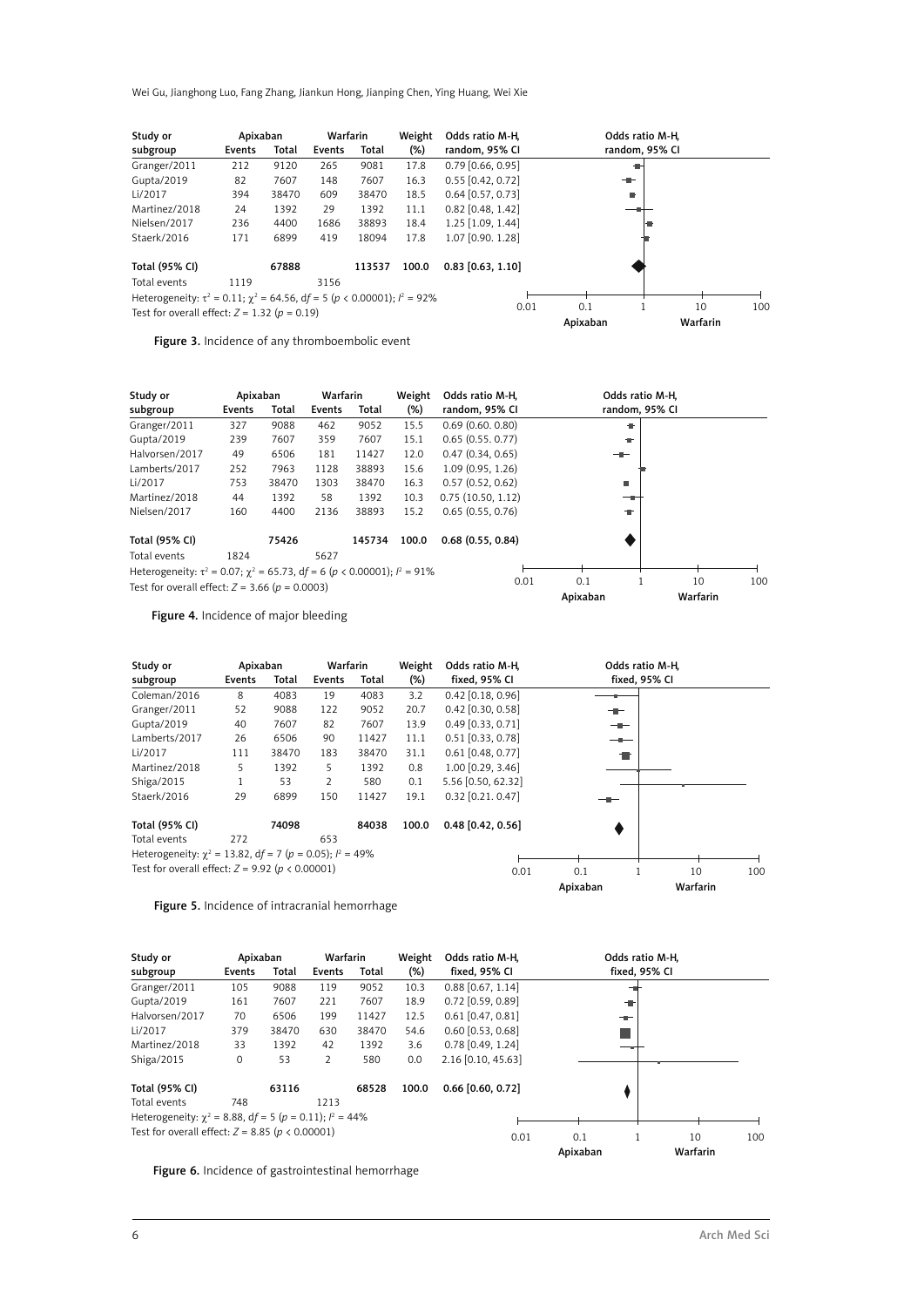| Study or subgroup | Apixaban Events | Apixaban Total | Warfarin Events | Warfarin Total | Weight (%) | Odds ratio M-H, random, 95% CI |
|---|---|---|---|---|---|---|
| Granger/2011 | 212 | 9120 | 265 | 9081 | 17.8 | 0.79 [0.66, 0.95] |
| Gupta/2019 | 82 | 7607 | 148 | 7607 | 16.3 | 0.55 [0.42, 0.72] |
| Li/2017 | 394 | 38470 | 609 | 38470 | 18.5 | 0.64 [0.57, 0.73] |
| Martinez/2018 | 24 | 1392 | 29 | 1392 | 11.1 | 0.82 [0.48, 1.42] |
| Nielsen/2017 | 236 | 4400 | 1686 | 38893 | 18.4 | 1.25 [1.09, 1.44] |
| Staerk/2016 | 171 | 6899 | 419 | 18094 | 17.8 | 1.07 [0.90. 1.28] |
| **Total (95% CI)** | | **67888** | | **113537** | **100.0** | **0.83 [0.63, 1.10]** |
| Total events | 1119 | | 3156 | | | |

Heterogeneity: $\tau^2 = 0.11$; $\chi^2 = 64.56$, $df = 5$ ($p < 0.00001$); $I^2 = 92\%$
Test for overall effect: $Z = 1.32$ ($p = 0.19$)

Odds ratio M-H, random, 95% CI — Apixaban / Warfarin (0.01, 0.1, 1, 10, 100)

**Figure 3.** Incidence of any thromboembolic event

| Study or subgroup | Apixaban Events | Apixaban Total | Warfarin Events | Warfarin Total | Weight (%) | Odds ratio M-H, random, 95% CI |
|---|---|---|---|---|---|---|
| Granger/2011 | 327 | 9088 | 462 | 9052 | 15.5 | 0.69 (0.60. 0.80) |
| Gupta/2019 | 239 | 7607 | 359 | 7607 | 15.1 | 0.65 (0.55. 0.77) |
| Halvorsen/2017 | 49 | 6506 | 181 | 11427 | 12.0 | 0.47 (0.34, 0.65) |
| Lamberts/2017 | 252 | 7963 | 1128 | 38893 | 15.6 | 1.09 (0.95, 1.26) |
| Li/2017 | 753 | 38470 | 1303 | 38470 | 16.3 | 0.57 (0.52, 0.62) |
| Martinez/2018 | 44 | 1392 | 58 | 1392 | 10.3 | 0.75 (10.50, 1.12) |
| Nielsen/2017 | 160 | 4400 | 2136 | 38893 | 15.2 | 0.65 (0.55, 0.76) |
| **Total (95% CI)** | | **75426** | | **145734** | **100.0** | **0.68 (0.55, 0.84)** |
| Total events | 1824 | | 5627 | | | |

Heterogeneity: $\tau^2 = 0.07$; $\chi^2 = 65.73$, $df = 6$ ($p < 0.00001$); $I^2 = 91\%$
Test for overall effect: $Z = 3.66$ ($p = 0.0003$)

Odds ratio M-H, random, 95% CI — Apixaban / Warfarin (0.01, 0.1, 1, 10, 100)

**Figure 4.** Incidence of major bleeding

| Study or subgroup | Apixaban Events | Apixaban Total | Warfarin Events | Warfarin Total | Weight (%) | Odds ratio M-H, fixed, 95% CI |
|---|---|---|---|---|---|---|
| Coleman/2016 | 8 | 4083 | 19 | 4083 | 3.2 | 0.42 [0.18, 0.96] |
| Granger/2011 | 52 | 9088 | 122 | 9052 | 20.7 | 0.42 [0.30, 0.58] |
| Gupta/2019 | 40 | 7607 | 82 | 7607 | 13.9 | 0.49 [0.33, 0.71] |
| Lamberts/2017 | 26 | 6506 | 90 | 11427 | 11.1 | 0.51 [0.33, 0.78] |
| Li/2017 | 111 | 38470 | 183 | 38470 | 31.1 | 0.61 [0.48, 0.77] |
| Martinez/2018 | 5 | 1392 | 5 | 1392 | 0.8 | 1.00 [0.29, 3.46] |
| Shiga/2015 | 1 | 53 | 2 | 580 | 0.1 | 5.56 [0.50, 62.32] |
| Staerk/2016 | 29 | 6899 | 150 | 11427 | 19.1 | 0.32 [0.21. 0.47] |
| **Total (95% CI)** | | **74098** | | **84038** | **100.0** | **0.48 [0.42, 0.56]** |
| Total events | 272 | | 653 | | | |

Heterogeneity: $\chi^2 = 13.82$, $df = 7$ ($p = 0.05$); $I^2 = 49\%$
Test for overall effect: $Z = 9.92$ ($p < 0.00001$)

Odds ratio M-H, fixed, 95% CI — Apixaban / Warfarin (0.01, 0.1, 1, 10, 100)

**Figure 5.** Incidence of intracranial hemorrhage

| Study or subgroup | Apixaban Events | Apixaban Total | Warfarin Events | Warfarin Total | Weight (%) | Odds ratio M-H, fixed, 95% CI |
|---|---|---|---|---|---|---|
| Granger/2011 | 105 | 9088 | 119 | 9052 | 10.3 | 0.88 [0.67, 1.14] |
| Gupta/2019 | 161 | 7607 | 221 | 7607 | 18.9 | 0.72 [0.59, 0.89] |
| Halvorsen/2017 | 70 | 6506 | 199 | 11427 | 12.5 | 0.61 [0.47, 0.81] |
| Li/2017 | 379 | 38470 | 630 | 38470 | 54.6 | 0.60 [0.53, 0.68] |
| Martinez/2018 | 33 | 1392 | 42 | 1392 | 3.6 | 0.78 [0.49, 1.24] |
| Shiga/2015 | 0 | 53 | 2 | 580 | 0.0 | 2.16 [0.10, 45.63] |
| **Total (95% CI)** | | **63116** | | **68528** | **100.0** | **0.66 [0.60, 0.72]** |
| Total events | 748 | | 1213 | | | |

Heterogeneity: $\chi^2 = 8.88$, $df = 5$ ($p = 0.11$); $I^2 = 44\%$
Test for overall effect: $Z = 8.85$ ($p < 0.00001$)

Odds ratio M-H, fixed, 95% CI — Apixaban / Warfarin (0.01, 0.1, 1, 10, 100)

**Figure 6.** Incidence of gastrointestinal hemorrhage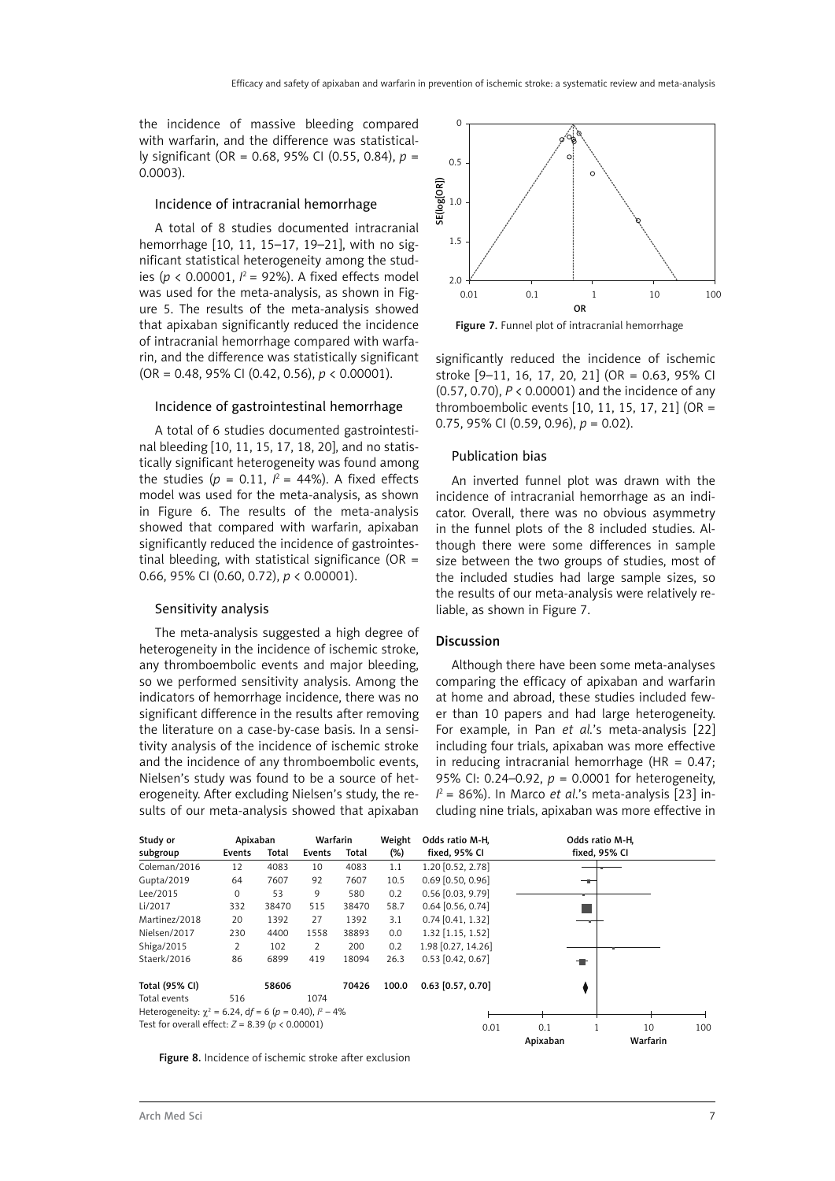the incidence of massive bleeding compared with warfarin, and the difference was statistically significant (OR = 0.68, 95% CI (0.55, 0.84), $p$ = 0.0003).

### Incidence of intracranial hemorrhage

A total of 8 studies documented intracranial hemorrhage [10, 11, 15–17, 19–21], with no significant statistical heterogeneity among the studies ($p$ < 0.00001, $I^2$ = 92%). A fixed effects model was used for the meta-analysis, as shown in Figure 5. The results of the meta-analysis showed that apixaban significantly reduced the incidence of intracranial hemorrhage compared with warfarin, and the difference was statistically significant (OR = 0.48, 95% CI (0.42, 0.56), $p$ < 0.00001).

### Incidence of gastrointestinal hemorrhage

A total of 6 studies documented gastrointestinal bleeding [10, 11, 15, 17, 18, 20], and no statistically significant heterogeneity was found among the studies ($p$ = 0.11, $I^2$ = 44%). A fixed effects model was used for the meta-analysis, as shown in Figure 6. The results of the meta-analysis showed that compared with warfarin, apixaban significantly reduced the incidence of gastrointestinal bleeding, with statistical significance (OR = 0.66, 95% CI (0.60, 0.72), $p$ < 0.00001).

### Sensitivity analysis

The meta-analysis suggested a high degree of heterogeneity in the incidence of ischemic stroke, any thromboembolic events and major bleeding, so we performed sensitivity analysis. Among the indicators of hemorrhage incidence, there was no significant difference in the results after removing the literature on a case-by-case basis. In a sensitivity analysis of the incidence of ischemic stroke and the incidence of any thromboembolic events, Nielsen's study was found to be a source of heterogeneity. After excluding Nielsen's study, the results of our meta-analysis showed that apixaban significantly reduced the incidence of ischemic stroke [9–11, 16, 17, 20, 21] (OR = 0.63, 95% CI (0.57, 0.70), $P$ < 0.00001) and the incidence of any thromboembolic events [10, 11, 15, 17, 21] (OR = 0.75, 95% CI (0.59, 0.96), $p$ = 0.02).

Figure 7. Funnel plot of intracranial hemorrhage

### Publication bias

An inverted funnel plot was drawn with the incidence of intracranial hemorrhage as an indicator. Overall, there was no obvious asymmetry in the funnel plots of the 8 included studies. Although there were some differences in sample size between the two groups of studies, most of the included studies had large sample sizes, so the results of our meta-analysis were relatively reliable, as shown in Figure 7.

## Discussion

Although there have been some meta-analyses comparing the efficacy of apixaban and warfarin at home and abroad, these studies included fewer than 10 papers and had large heterogeneity. For example, in Pan *et al.*'s meta-analysis [22] including four trials, apixaban was more effective in reducing intracranial hemorrhage (HR = 0.47; 95% CI: 0.24–0.92, $p$ = 0.0001 for heterogeneity, $I^2$ = 86%). In Marco *et al.*'s meta-analysis [23] including nine trials, apixaban was more effective in

| Study or subgroup | Apixaban Events | Apixaban Total | Warfarin Events | Warfarin Total | Weight (%) | Odds ratio M-H, fixed, 95% CI |
|---|---|---|---|---|---|---|
| Coleman/2016 | 12 | 4083 | 10 | 4083 | 1.1 | 1.20 [0.52, 2.78] |
| Gupta/2019 | 64 | 7607 | 92 | 7607 | 10.5 | 0.69 [0.50, 0.96] |
| Lee/2015 | 0 | 53 | 9 | 580 | 0.2 | 0.56 [0.03, 9.79] |
| Li/2017 | 332 | 38470 | 515 | 38470 | 58.7 | 0.64 [0.56, 0.74] |
| Martinez/2018 | 20 | 1392 | 27 | 1392 | 3.1 | 0.74 [0.41, 1.32] |
| Nielsen/2017 | 230 | 4400 | 1558 | 38893 | 0.0 | 1.32 [1.15, 1.52] |
| Shiga/2015 | 2 | 102 | 2 | 200 | 0.2 | 1.98 [0.27, 14.26] |
| Staerk/2016 | 86 | 6899 | 419 | 18094 | 26.3 | 0.53 [0.42, 0.67] |
| **Total (95% CI)** | | **58606** | | **70426** | **100.0** | **0.63 [0.57, 0.70]** |
| Total events | 516 | | 1074 | | | |

Heterogeneity: $\chi^2$ = 6.24, d$f$ = 6 ($p$ = 0.40), $I^2$ – 4%

Test for overall effect: $Z$ = 8.39 ($p$ < 0.00001)

Figure 8. Incidence of ischemic stroke after exclusion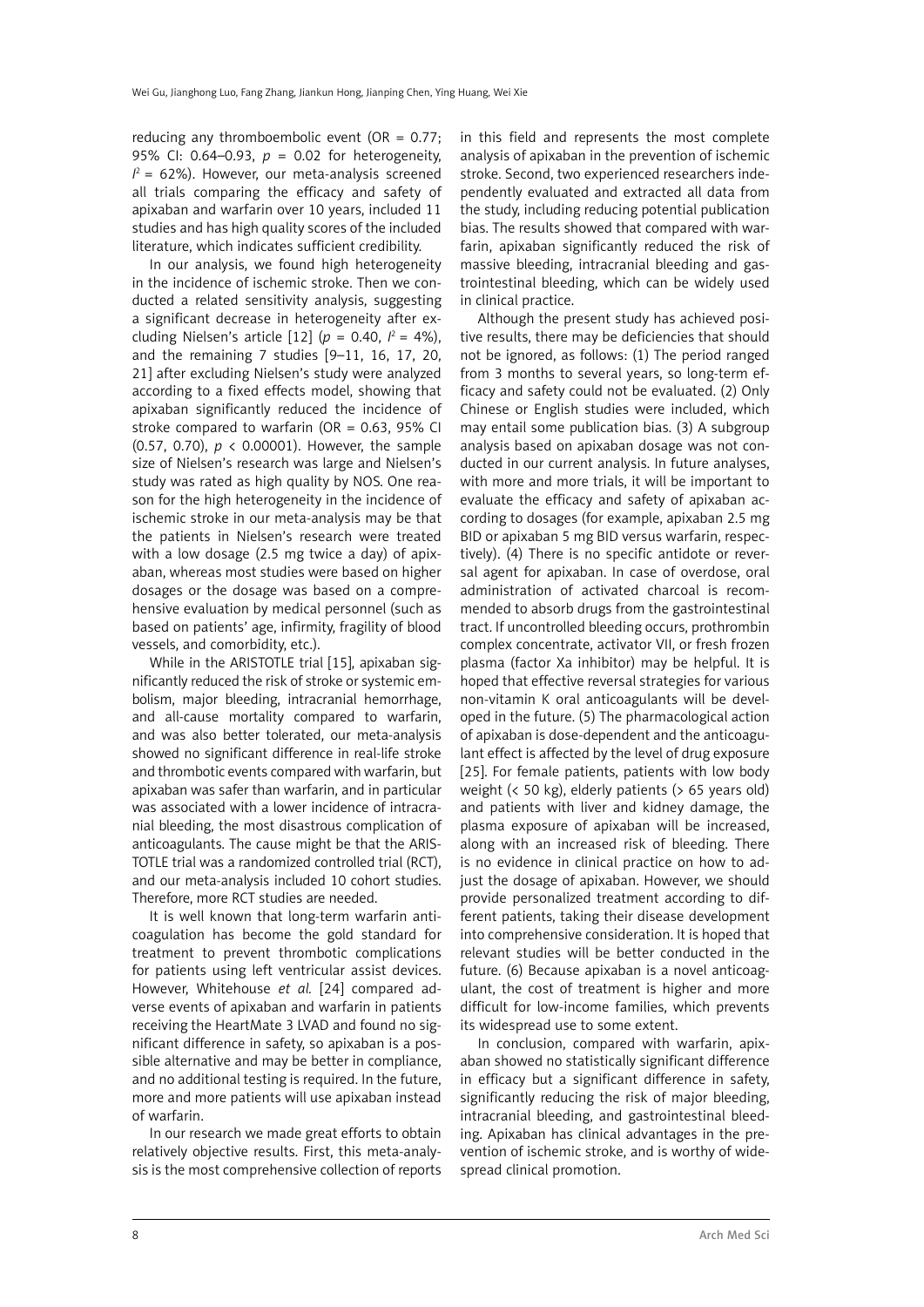reducing any thromboembolic event (OR = 0.77; 95% CI: 0.64–0.93, $p$ = 0.02 for heterogeneity, $I^2$ = 62%). However, our meta-analysis screened all trials comparing the efficacy and safety of apixaban and warfarin over 10 years, included 11 studies and has high quality scores of the included literature, which indicates sufficient credibility.

In our analysis, we found high heterogeneity in the incidence of ischemic stroke. Then we conducted a related sensitivity analysis, suggesting a significant decrease in heterogeneity after excluding Nielsen's article [12] ($p$ = 0.40, $I^2$ = 4%), and the remaining 7 studies [9–11, 16, 17, 20, 21] after excluding Nielsen's study were analyzed according to a fixed effects model, showing that apixaban significantly reduced the incidence of stroke compared to warfarin (OR = 0.63, 95% CI (0.57, 0.70), $p$ < 0.00001). However, the sample size of Nielsen's research was large and Nielsen's study was rated as high quality by NOS. One reason for the high heterogeneity in the incidence of ischemic stroke in our meta-analysis may be that the patients in Nielsen's research were treated with a low dosage (2.5 mg twice a day) of apixaban, whereas most studies were based on higher dosages or the dosage was based on a comprehensive evaluation by medical personnel (such as based on patients' age, infirmity, fragility of blood vessels, and comorbidity, etc.).

While in the ARISTOTLE trial [15], apixaban significantly reduced the risk of stroke or systemic embolism, major bleeding, intracranial hemorrhage, and all-cause mortality compared to warfarin, and was also better tolerated, our meta-analysis showed no significant difference in real-life stroke and thrombotic events compared with warfarin, but apixaban was safer than warfarin, and in particular was associated with a lower incidence of intracranial bleeding, the most disastrous complication of anticoagulants. The cause might be that the ARISTOTLE trial was a randomized controlled trial (RCT), and our meta-analysis included 10 cohort studies. Therefore, more RCT studies are needed.

It is well known that long-term warfarin anticoagulation has become the gold standard for treatment to prevent thrombotic complications for patients using left ventricular assist devices. However, Whitehouse *et al.* [24] compared adverse events of apixaban and warfarin in patients receiving the HeartMate 3 LVAD and found no significant difference in safety, so apixaban is a possible alternative and may be better in compliance, and no additional testing is required. In the future, more and more patients will use apixaban instead of warfarin.

In our research we made great efforts to obtain relatively objective results. First, this meta-analysis is the most comprehensive collection of reports in this field and represents the most complete analysis of apixaban in the prevention of ischemic stroke. Second, two experienced researchers independently evaluated and extracted all data from the study, including reducing potential publication bias. The results showed that compared with warfarin, apixaban significantly reduced the risk of massive bleeding, intracranial bleeding and gastrointestinal bleeding, which can be widely used in clinical practice.

Although the present study has achieved positive results, there may be deficiencies that should not be ignored, as follows: (1) The period ranged from 3 months to several years, so long-term efficacy and safety could not be evaluated. (2) Only Chinese or English studies were included, which may entail some publication bias. (3) A subgroup analysis based on apixaban dosage was not conducted in our current analysis. In future analyses, with more and more trials, it will be important to evaluate the efficacy and safety of apixaban according to dosages (for example, apixaban 2.5 mg BID or apixaban 5 mg BID versus warfarin, respectively). (4) There is no specific antidote or reversal agent for apixaban. In case of overdose, oral administration of activated charcoal is recommended to absorb drugs from the gastrointestinal tract. If uncontrolled bleeding occurs, prothrombin complex concentrate, activator VII, or fresh frozen plasma (factor Xa inhibitor) may be helpful. It is hoped that effective reversal strategies for various non-vitamin K oral anticoagulants will be developed in the future. (5) The pharmacological action of apixaban is dose-dependent and the anticoagulant effect is affected by the level of drug exposure [25]. For female patients, patients with low body weight (< 50 kg), elderly patients (> 65 years old) and patients with liver and kidney damage, the plasma exposure of apixaban will be increased, along with an increased risk of bleeding. There is no evidence in clinical practice on how to adjust the dosage of apixaban. However, we should provide personalized treatment according to different patients, taking their disease development into comprehensive consideration. It is hoped that relevant studies will be better conducted in the future. (6) Because apixaban is a novel anticoagulant, the cost of treatment is higher and more difficult for low-income families, which prevents its widespread use to some extent.

In conclusion, compared with warfarin, apixaban showed no statistically significant difference in efficacy but a significant difference in safety, significantly reducing the risk of major bleeding, intracranial bleeding, and gastrointestinal bleeding. Apixaban has clinical advantages in the prevention of ischemic stroke, and is worthy of widespread clinical promotion.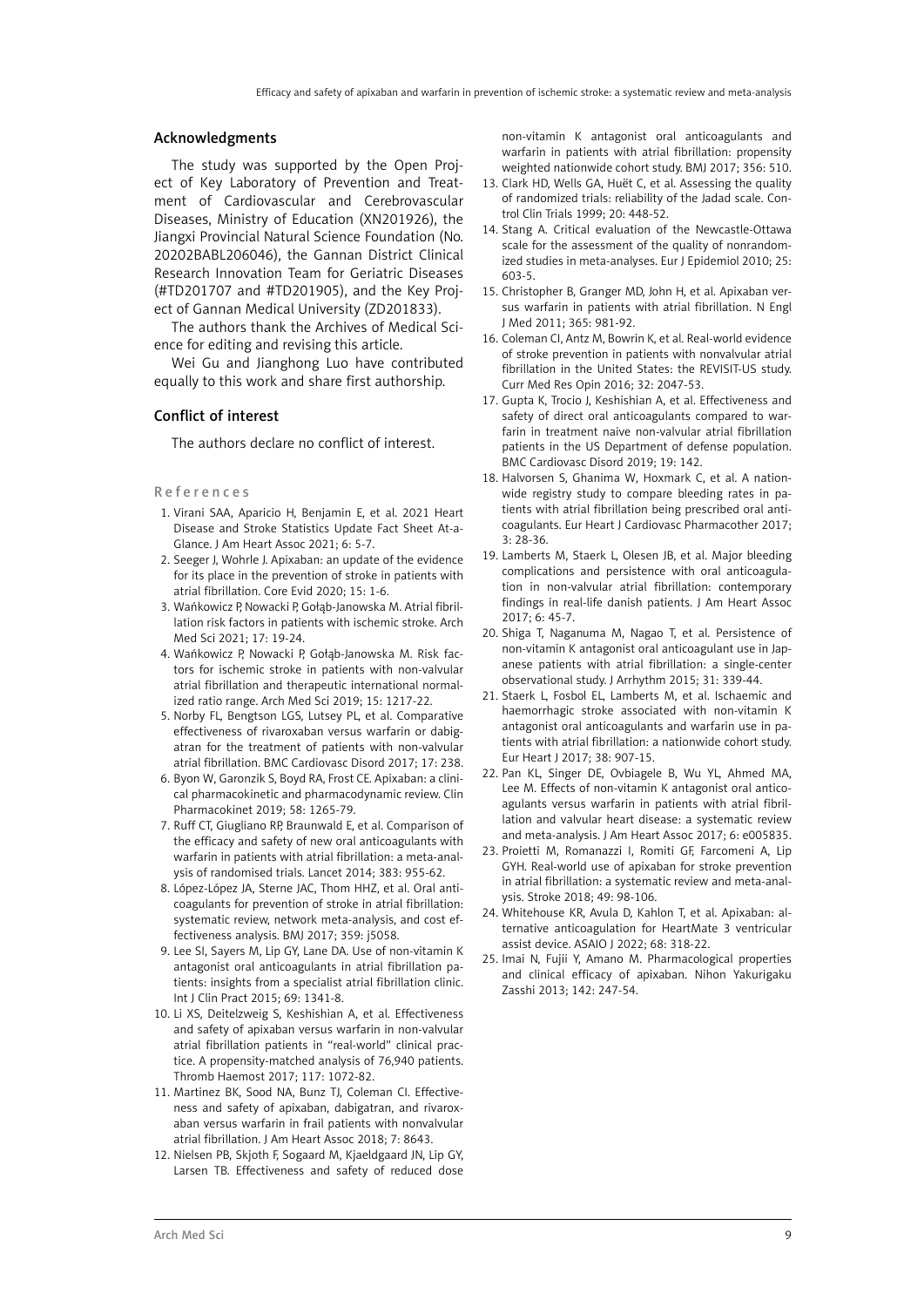## Acknowledgments

The study was supported by the Open Project of Key Laboratory of Prevention and Treatment of Cardiovascular and Cerebrovascular Diseases, Ministry of Education (XN201926), the Jiangxi Provincial Natural Science Foundation (No. 20202BABL206046), the Gannan District Clinical Research Innovation Team for Geriatric Diseases (#TD201707 and #TD201905), and the Key Project of Gannan Medical University (ZD201833).

The authors thank the Archives of Medical Science for editing and revising this article.

Wei Gu and Jianghong Luo have contributed equally to this work and share first authorship.

## Conflict of interest

The authors declare no conflict of interest.

## References

1. Virani SAA, Aparicio H, Benjamin E, et al. 2021 Heart Disease and Stroke Statistics Update Fact Sheet At-a-Glance. J Am Heart Assoc 2021; 6: 5-7.
2. Seeger J, Wohrle J. Apixaban: an update of the evidence for its place in the prevention of stroke in patients with atrial fibrillation. Core Evid 2020; 15: 1-6.
3. Wańkowicz P, Nowacki P, Gołąb-Janowska M. Atrial fibrillation risk factors in patients with ischemic stroke. Arch Med Sci 2021; 17: 19-24.
4. Wańkowicz P, Nowacki P, Gołąb-Janowska M. Risk factors for ischemic stroke in patients with non-valvular atrial fibrillation and therapeutic international normalized ratio range. Arch Med Sci 2019; 15: 1217-22.
5. Norby FL, Bengtson LGS, Lutsey PL, et al. Comparative effectiveness of rivaroxaban versus warfarin or dabigatran for the treatment of patients with non-valvular atrial fibrillation. BMC Cardiovasc Disord 2017; 17: 238.
6. Byon W, Garonzik S, Boyd RA, Frost CE. Apixaban: a clinical pharmacokinetic and pharmacodynamic review. Clin Pharmacokinet 2019; 58: 1265-79.
7. Ruff CT, Giugliano RP, Braunwald E, et al. Comparison of the efficacy and safety of new oral anticoagulants with warfarin in patients with atrial fibrillation: a meta-analysis of randomised trials. Lancet 2014; 383: 955-62.
8. López-López JA, Sterne JAC, Thom HHZ, et al. Oral anticoagulants for prevention of stroke in atrial fibrillation: systematic review, network meta-analysis, and cost effectiveness analysis. BMJ 2017; 359: j5058.
9. Lee SI, Sayers M, Lip GY, Lane DA. Use of non-vitamin K antagonist oral anticoagulants in atrial fibrillation patients: insights from a specialist atrial fibrillation clinic. Int J Clin Pract 2015; 69: 1341-8.
10. Li XS, Deitelzweig S, Keshishian A, et al. Effectiveness and safety of apixaban versus warfarin in non-valvular atrial fibrillation patients in "real-world" clinical practice. A propensity-matched analysis of 76,940 patients. Thromb Haemost 2017; 117: 1072-82.
11. Martinez BK, Sood NA, Bunz TJ, Coleman CI. Effectiveness and safety of apixaban, dabigatran, and rivaroxaban versus warfarin in frail patients with nonvalvular atrial fibrillation. J Am Heart Assoc 2018; 7: 8643.
12. Nielsen PB, Skjoth F, Sogaard M, Kjaeldgaard JN, Lip GY, Larsen TB. Effectiveness and safety of reduced dose non-vitamin K antagonist oral anticoagulants and warfarin in patients with atrial fibrillation: propensity weighted nationwide cohort study. BMJ 2017; 356: 510.
13. Clark HD, Wells GA, Huët C, et al. Assessing the quality of randomized trials: reliability of the Jadad scale. Control Clin Trials 1999; 20: 448-52.
14. Stang A. Critical evaluation of the Newcastle-Ottawa scale for the assessment of the quality of nonrandomized studies in meta-analyses. Eur J Epidemiol 2010; 25: 603-5.
15. Christopher B, Granger MD, John H, et al. Apixaban versus warfarin in patients with atrial fibrillation. N Engl J Med 2011; 365: 981-92.
16. Coleman CI, Antz M, Bowrin K, et al. Real-world evidence of stroke prevention in patients with nonvalvular atrial fibrillation in the United States: the REVISIT-US study. Curr Med Res Opin 2016; 32: 2047-53.
17. Gupta K, Trocio J, Keshishian A, et al. Effectiveness and safety of direct oral anticoagulants compared to warfarin in treatment naive non-valvular atrial fibrillation patients in the US Department of defense population. BMC Cardiovasc Disord 2019; 19: 142.
18. Halvorsen S, Ghanima W, Hoxmark C, et al. A nationwide registry study to compare bleeding rates in patients with atrial fibrillation being prescribed oral anticoagulants. Eur Heart J Cardiovasc Pharmacother 2017; 3: 28-36.
19. Lamberts M, Staerk L, Olesen JB, et al. Major bleeding complications and persistence with oral anticoagulation in non-valvular atrial fibrillation: contemporary findings in real-life danish patients. J Am Heart Assoc 2017; 6: 45-7.
20. Shiga T, Naganuma M, Nagao T, et al. Persistence of non-vitamin K antagonist oral anticoagulant use in Japanese patients with atrial fibrillation: a single-center observational study. J Arrhythm 2015; 31: 339-44.
21. Staerk L, Fosbol EL, Lamberts M, et al. Ischaemic and haemorrhagic stroke associated with non-vitamin K antagonist oral anticoagulants and warfarin use in patients with atrial fibrillation: a nationwide cohort study. Eur Heart J 2017; 38: 907-15.
22. Pan KL, Singer DE, Ovbiagele B, Wu YL, Ahmed MA, Lee M. Effects of non-vitamin K antagonist oral anticoagulants versus warfarin in patients with atrial fibrillation and valvular heart disease: a systematic review and meta-analysis. J Am Heart Assoc 2017; 6: e005835.
23. Proietti M, Romanazzi I, Romiti GF, Farcomeni A, Lip GYH. Real-world use of apixaban for stroke prevention in atrial fibrillation: a systematic review and meta-analysis. Stroke 2018; 49: 98-106.
24. Whitehouse KR, Avula D, Kahlon T, et al. Apixaban: alternative anticoagulation for HeartMate 3 ventricular assist device. ASAIO J 2022; 68: 318-22.
25. Imai N, Fujii Y, Amano M. Pharmacological properties and clinical efficacy of apixaban. Nihon Yakurigaku Zasshi 2013; 142: 247-54.